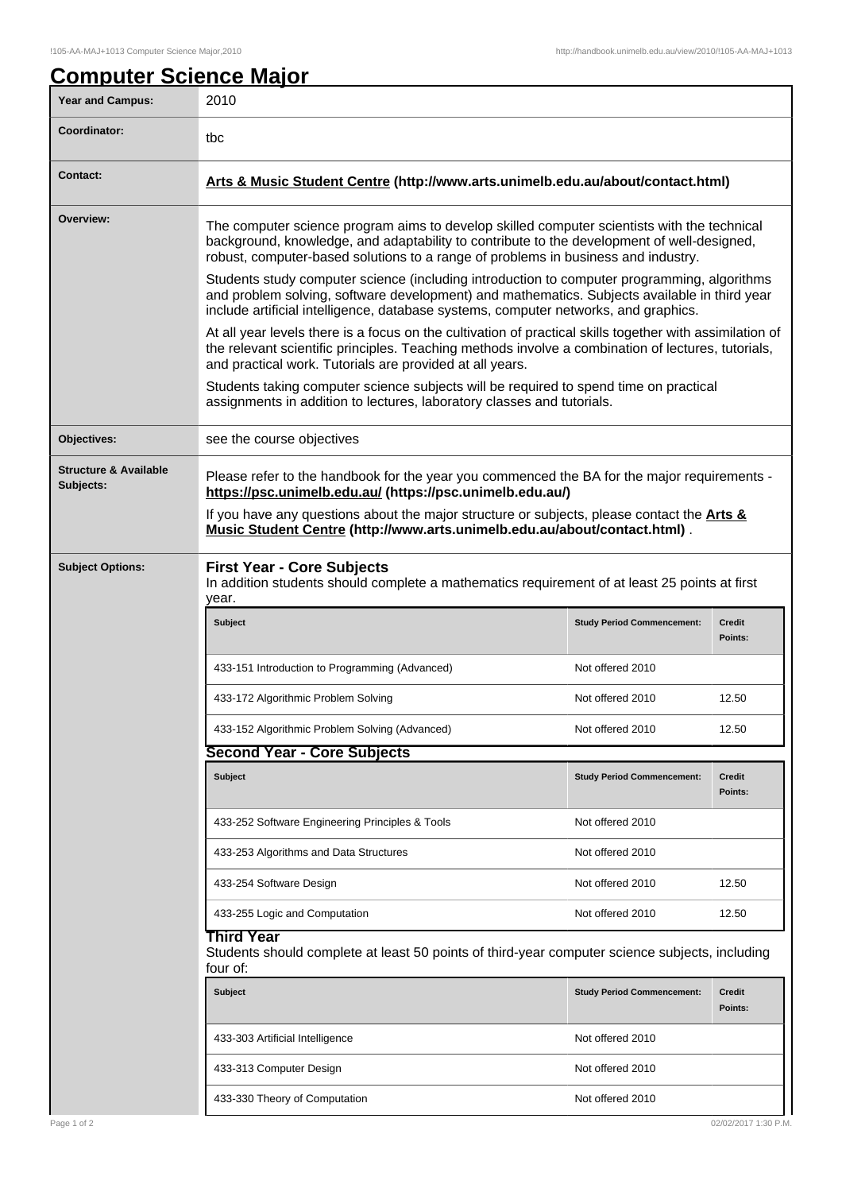# Computer Science Major

| | |
|---|---|
| **Year and Campus:** | 2010 |
| **Coordinator:** | tbc |
| **Contact:** | **Arts & Music Student Centre (http://www.arts.unimelb.edu.au/about/contact.html)** |

## Overview:

The computer science program aims to develop skilled computer scientists with the technical background, knowledge, and adaptability to contribute to the development of well-designed, robust, computer-based solutions to a range of problems in business and industry.

Students study computer science (including introduction to computer programming, algorithms and problem solving, software development) and mathematics. Subjects available in third year include artificial intelligence, database systems, computer networks, and graphics.

At all year levels there is a focus on the cultivation of practical skills together with assimilation of the relevant scientific principles. Teaching methods involve a combination of lectures, tutorials, and practical work. Tutorials are provided at all years.

Students taking computer science subjects will be required to spend time on practical assignments in addition to lectures, laboratory classes and tutorials.

## Objectives:

see the course objectives

## Structure & Available Subjects:

Please refer to the handbook for the year you commenced the BA for the major requirements - **https://psc.unimelb.edu.au/ (https://psc.unimelb.edu.au/)**

If you have any questions about the major structure or subjects, please contact the **Arts & Music Student Centre (http://www.arts.unimelb.edu.au/about/contact.html)** .

## Subject Options:

### First Year - Core Subjects

In addition students should complete a mathematics requirement of at least 25 points at first year.

| Subject | Study Period Commencement: | Credit Points: |
|---|---|---|
| 433-151 Introduction to Programming (Advanced) | Not offered 2010 | |
| 433-172 Algorithmic Problem Solving | Not offered 2010 | 12.50 |
| 433-152 Algorithmic Problem Solving (Advanced) | Not offered 2010 | 12.50 |

### Second Year - Core Subjects

| Subject | Study Period Commencement: | Credit Points: |
|---|---|---|
| 433-252 Software Engineering Principles & Tools | Not offered 2010 | |
| 433-253 Algorithms and Data Structures | Not offered 2010 | |
| 433-254 Software Design | Not offered 2010 | 12.50 |
| 433-255 Logic and Computation | Not offered 2010 | 12.50 |

### Third Year

Students should complete at least 50 points of third-year computer science subjects, including four of:

| Subject | Study Period Commencement: | Credit Points: |
|---|---|---|
| 433-303 Artificial Intelligence | Not offered 2010 | |
| 433-313 Computer Design | Not offered 2010 | |
| 433-330 Theory of Computation | Not offered 2010 | |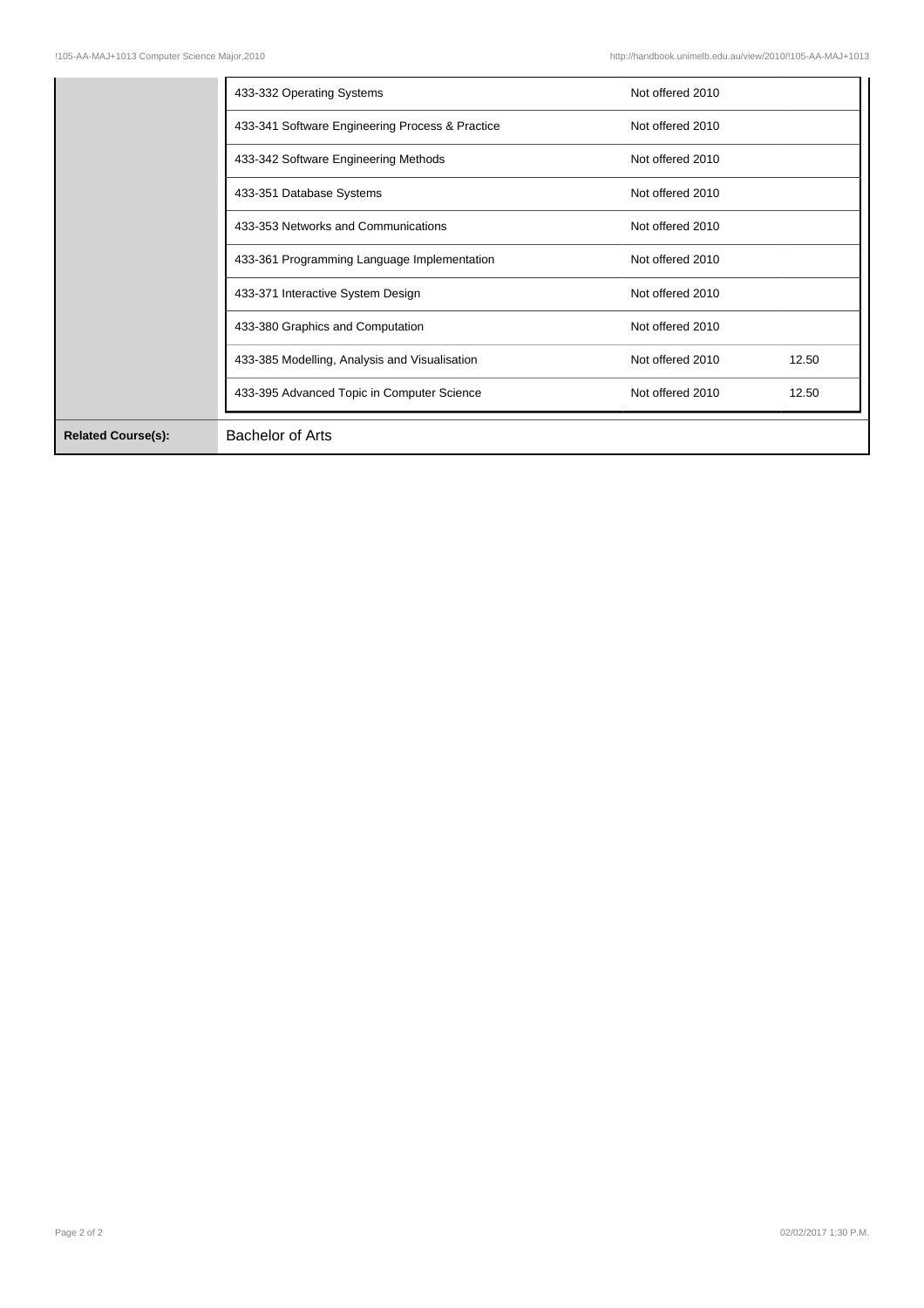| | | |
|---|---|---|
| 433-332 Operating Systems | Not offered 2010 | |
| 433-341 Software Engineering Process & Practice | Not offered 2010 | |
| 433-342 Software Engineering Methods | Not offered 2010 | |
| 433-351 Database Systems | Not offered 2010 | |
| 433-353 Networks and Communications | Not offered 2010 | |
| 433-361 Programming Language Implementation | Not offered 2010 | |
| 433-371 Interactive System Design | Not offered 2010 | |
| 433-380 Graphics and Computation | Not offered 2010 | |
| 433-385 Modelling, Analysis and Visualisation | Not offered 2010 | 12.50 |
| 433-395 Advanced Topic in Computer Science | Not offered 2010 | 12.50 |

| | |
|---|---|
| **Related Course(s):** | Bachelor of Arts |